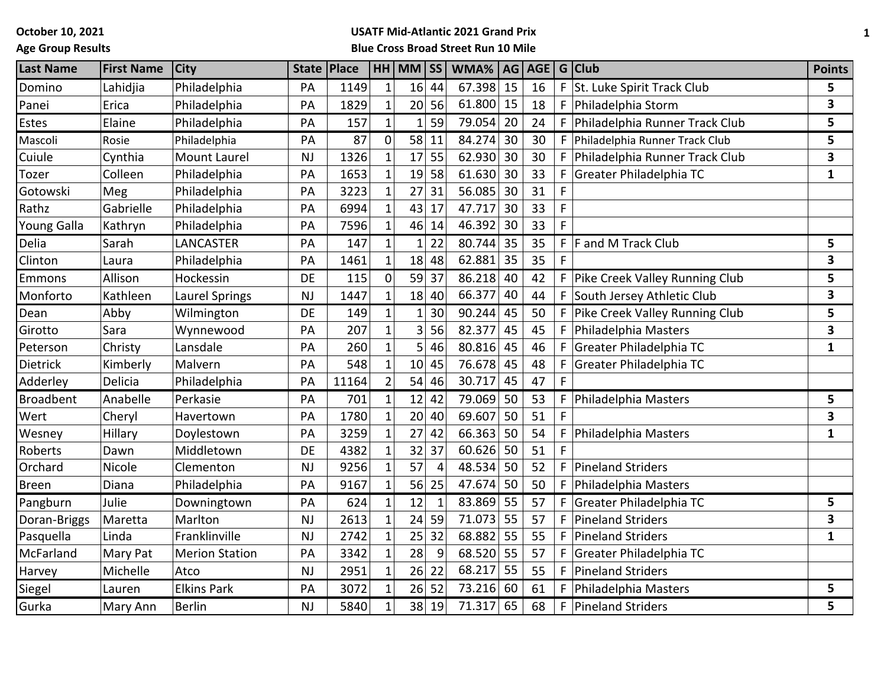October 10, 2021

Age Group Results

**USATF Mid-Atlantic 2021 Grand Prix**

**Blue Cross Broad Street Run 10 Mile**

| Last Name | First Name | City | State | Place | HH | MM | SS | WMA% | AG | AGE | G | Club | Points |
|---|---|---|---|---|---|---|---|---|---|---|---|---|---|
| Domino | Lahidjia | Philadelphia | PA | 1149 | 1 | 16 | 44 | 67.398 | 15 | 16 | F | St. Luke Spirit Track Club | 5 |
| Panei | Erica | Philadelphia | PA | 1829 | 1 | 20 | 56 | 61.800 | 15 | 18 | F | Philadelphia Storm | 3 |
| Estes | Elaine | Philadelphia | PA | 157 | 1 | 1 | 59 | 79.054 | 20 | 24 | F | Philadelphia Runner Track Club | 5 |
| Mascoli | Rosie | Philadelphia | PA | 87 | 0 | 58 | 11 | 84.274 | 30 | 30 | F | Philadelphia Runner Track Club | 5 |
| Cuiule | Cynthia | Mount Laurel | NJ | 1326 | 1 | 17 | 55 | 62.930 | 30 | 30 | F | Philadelphia Runner Track Club | 3 |
| Tozer | Colleen | Philadelphia | PA | 1653 | 1 | 19 | 58 | 61.630 | 30 | 33 | F | Greater Philadelphia TC | 1 |
| Gotowski | Meg | Philadelphia | PA | 3223 | 1 | 27 | 31 | 56.085 | 30 | 31 | F | | |
| Rathz | Gabrielle | Philadelphia | PA | 6994 | 1 | 43 | 17 | 47.717 | 30 | 33 | F | | |
| Young Galla | Kathryn | Philadelphia | PA | 7596 | 1 | 46 | 14 | 46.392 | 30 | 33 | F | | |
| Delia | Sarah | LANCASTER | PA | 147 | 1 | 1 | 22 | 80.744 | 35 | 35 | F | F and M Track Club | 5 |
| Clinton | Laura | Philadelphia | PA | 1461 | 1 | 18 | 48 | 62.881 | 35 | 35 | F | | 3 |
| Emmons | Allison | Hockessin | DE | 115 | 0 | 59 | 37 | 86.218 | 40 | 42 | F | Pike Creek Valley Running Club | 5 |
| Monforto | Kathleen | Laurel Springs | NJ | 1447 | 1 | 18 | 40 | 66.377 | 40 | 44 | F | South Jersey Athletic Club | 3 |
| Dean | Abby | Wilmington | DE | 149 | 1 | 1 | 30 | 90.244 | 45 | 50 | F | Pike Creek Valley Running Club | 5 |
| Girotto | Sara | Wynnewood | PA | 207 | 1 | 3 | 56 | 82.377 | 45 | 45 | F | Philadelphia Masters | 3 |
| Peterson | Christy | Lansdale | PA | 260 | 1 | 5 | 46 | 80.816 | 45 | 46 | F | Greater Philadelphia TC | 1 |
| Dietrick | Kimberly | Malvern | PA | 548 | 1 | 10 | 45 | 76.678 | 45 | 48 | F | Greater Philadelphia TC | |
| Adderley | Delicia | Philadelphia | PA | 11164 | 2 | 54 | 46 | 30.717 | 45 | 47 | F | | |
| Broadbent | Anabelle | Perkasie | PA | 701 | 1 | 12 | 42 | 79.069 | 50 | 53 | F | Philadelphia Masters | 5 |
| Wert | Cheryl | Havertown | PA | 1780 | 1 | 20 | 40 | 69.607 | 50 | 51 | F | | 3 |
| Wesney | Hillary | Doylestown | PA | 3259 | 1 | 27 | 42 | 66.363 | 50 | 54 | F | Philadelphia Masters | 1 |
| Roberts | Dawn | Middletown | DE | 4382 | 1 | 32 | 37 | 60.626 | 50 | 51 | F | | |
| Orchard | Nicole | Clementon | NJ | 9256 | 1 | 57 | 4 | 48.534 | 50 | 52 | F | Pineland Striders | |
| Breen | Diana | Philadelphia | PA | 9167 | 1 | 56 | 25 | 47.674 | 50 | 50 | F | Philadelphia Masters | |
| Pangburn | Julie | Downingtown | PA | 624 | 1 | 12 | 1 | 83.869 | 55 | 57 | F | Greater Philadelphia TC | 5 |
| Doran-Briggs | Maretta | Marlton | NJ | 2613 | 1 | 24 | 59 | 71.073 | 55 | 57 | F | Pineland Striders | 3 |
| Pasquella | Linda | Franklinville | NJ | 2742 | 1 | 25 | 32 | 68.882 | 55 | 55 | F | Pineland Striders | 1 |
| McFarland | Mary Pat | Merion Station | PA | 3342 | 1 | 28 | 9 | 68.520 | 55 | 57 | F | Greater Philadelphia TC | |
| Harvey | Michelle | Atco | NJ | 2951 | 1 | 26 | 22 | 68.217 | 55 | 55 | F | Pineland Striders | |
| Siegel | Lauren | Elkins Park | PA | 3072 | 1 | 26 | 52 | 73.216 | 60 | 61 | F | Philadelphia Masters | 5 |
| Gurka | Mary Ann | Berlin | NJ | 5840 | 1 | 38 | 19 | 71.317 | 65 | 68 | F | Pineland Striders | 5 |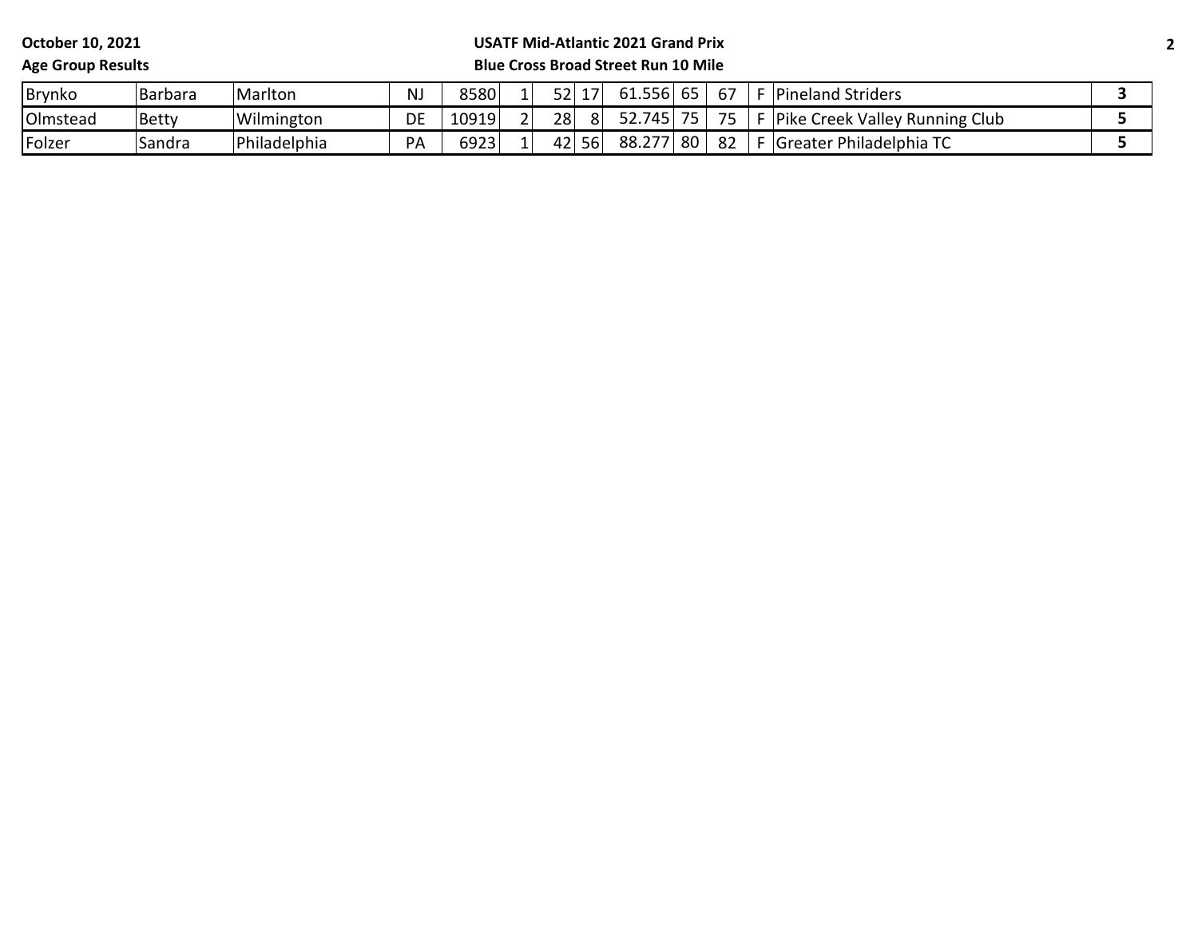**October 10, 2021**
**Age Group Results**

**USATF Mid-Atlantic 2021 Grand Prix**
**Blue Cross Broad Street Run 10 Mile**

| | | | | | | | | | | | | | |
|---|---|---|---|---|---|---|---|---|---|---|---|---|---|
| Brynko | Barbara | Marlton | NJ | 8580 | 1 | 52 | 17 | 61.556 | 65 | 67 | F | Pineland Striders | **3** |
| Olmstead | Betty | Wilmington | DE | 10919 | 2 | 28 | 8 | 52.745 | 75 | 75 | F | Pike Creek Valley Running Club | **5** |
| Folzer | Sandra | Philadelphia | PA | 6923 | 1 | 42 | 56 | 88.277 | 80 | 82 | F | Greater Philadelphia TC | **5** |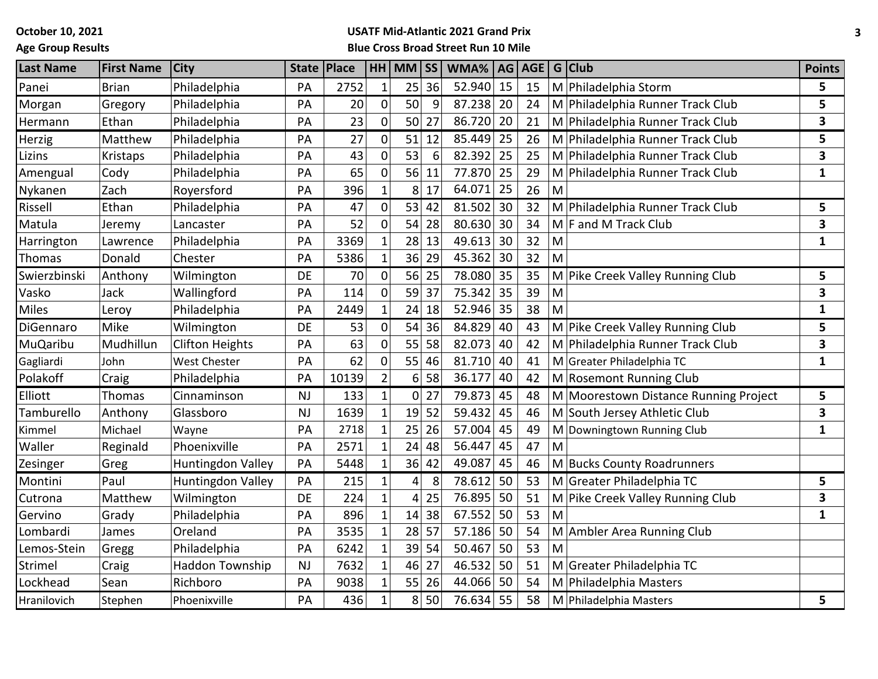October 10, 2021

Age Group Results

**USATF Mid-Atlantic 2021 Grand Prix**

**Blue Cross Broad Street Run 10 Mile**

| Last Name | First Name | City | State | Place | HH | MM | SS | WMA% | AG | AGE | G | Club | Points |
|---|---|---|---|---|---|---|---|---|---|---|---|---|---|
| Panei | Brian | Philadelphia | PA | 2752 | 1 | 25 | 36 | 52.940 | 15 | 15 | M | Philadelphia Storm | 5 |
| Morgan | Gregory | Philadelphia | PA | 20 | 0 | 50 | 9 | 87.238 | 20 | 24 | M | Philadelphia Runner Track Club | 5 |
| Hermann | Ethan | Philadelphia | PA | 23 | 0 | 50 | 27 | 86.720 | 20 | 21 | M | Philadelphia Runner Track Club | 3 |
| Herzig | Matthew | Philadelphia | PA | 27 | 0 | 51 | 12 | 85.449 | 25 | 26 | M | Philadelphia Runner Track Club | 5 |
| Lizins | Kristaps | Philadelphia | PA | 43 | 0 | 53 | 6 | 82.392 | 25 | 25 | M | Philadelphia Runner Track Club | 3 |
| Amengual | Cody | Philadelphia | PA | 65 | 0 | 56 | 11 | 77.870 | 25 | 29 | M | Philadelphia Runner Track Club | 1 |
| Nykanen | Zach | Royersford | PA | 396 | 1 | 8 | 17 | 64.071 | 25 | 26 | M | | |
| Rissell | Ethan | Philadelphia | PA | 47 | 0 | 53 | 42 | 81.502 | 30 | 32 | M | Philadelphia Runner Track Club | 5 |
| Matula | Jeremy | Lancaster | PA | 52 | 0 | 54 | 28 | 80.630 | 30 | 34 | M | F and M Track Club | 3 |
| Harrington | Lawrence | Philadelphia | PA | 3369 | 1 | 28 | 13 | 49.613 | 30 | 32 | M | | 1 |
| Thomas | Donald | Chester | PA | 5386 | 1 | 36 | 29 | 45.362 | 30 | 32 | M | | |
| Swierzbinski | Anthony | Wilmington | DE | 70 | 0 | 56 | 25 | 78.080 | 35 | 35 | M | Pike Creek Valley Running Club | 5 |
| Vasko | Jack | Wallingford | PA | 114 | 0 | 59 | 37 | 75.342 | 35 | 39 | M | | 3 |
| Miles | Leroy | Philadelphia | PA | 2449 | 1 | 24 | 18 | 52.946 | 35 | 38 | M | | 1 |
| DiGennaro | Mike | Wilmington | DE | 53 | 0 | 54 | 36 | 84.829 | 40 | 43 | M | Pike Creek Valley Running Club | 5 |
| MuQaribu | Mudhillun | Clifton Heights | PA | 63 | 0 | 55 | 58 | 82.073 | 40 | 42 | M | Philadelphia Runner Track Club | 3 |
| Gagliardi | John | West Chester | PA | 62 | 0 | 55 | 46 | 81.710 | 40 | 41 | M | Greater Philadelphia TC | 1 |
| Polakoff | Craig | Philadelphia | PA | 10139 | 2 | 6 | 58 | 36.177 | 40 | 42 | M | Rosemont Running Club | |
| Elliott | Thomas | Cinnaminson | NJ | 133 | 1 | 0 | 27 | 79.873 | 45 | 48 | M | Moorestown Distance Running Project | 5 |
| Tamburello | Anthony | Glassboro | NJ | 1639 | 1 | 19 | 52 | 59.432 | 45 | 46 | M | South Jersey Athletic Club | 3 |
| Kimmel | Michael | Wayne | PA | 2718 | 1 | 25 | 26 | 57.004 | 45 | 49 | M | Downingtown Running Club | 1 |
| Waller | Reginald | Phoenixville | PA | 2571 | 1 | 24 | 48 | 56.447 | 45 | 47 | M | | |
| Zesinger | Greg | Huntingdon Valley | PA | 5448 | 1 | 36 | 42 | 49.087 | 45 | 46 | M | Bucks County Roadrunners | |
| Montini | Paul | Huntingdon Valley | PA | 215 | 1 | 4 | 8 | 78.612 | 50 | 53 | M | Greater Philadelphia TC | 5 |
| Cutrona | Matthew | Wilmington | DE | 224 | 1 | 4 | 25 | 76.895 | 50 | 51 | M | Pike Creek Valley Running Club | 3 |
| Gervino | Grady | Philadelphia | PA | 896 | 1 | 14 | 38 | 67.552 | 50 | 53 | M | | 1 |
| Lombardi | James | Oreland | PA | 3535 | 1 | 28 | 57 | 57.186 | 50 | 54 | M | Ambler Area Running Club | |
| Lemos-Stein | Gregg | Philadelphia | PA | 6242 | 1 | 39 | 54 | 50.467 | 50 | 53 | M | | |
| Strimel | Craig | Haddon Township | NJ | 7632 | 1 | 46 | 27 | 46.532 | 50 | 51 | M | Greater Philadelphia TC | |
| Lockhead | Sean | Richboro | PA | 9038 | 1 | 55 | 26 | 44.066 | 50 | 54 | M | Philadelphia Masters | |
| Hranilovich | Stephen | Phoenixville | PA | 436 | 1 | 8 | 50 | 76.634 | 55 | 58 | M | Philadelphia Masters | 5 |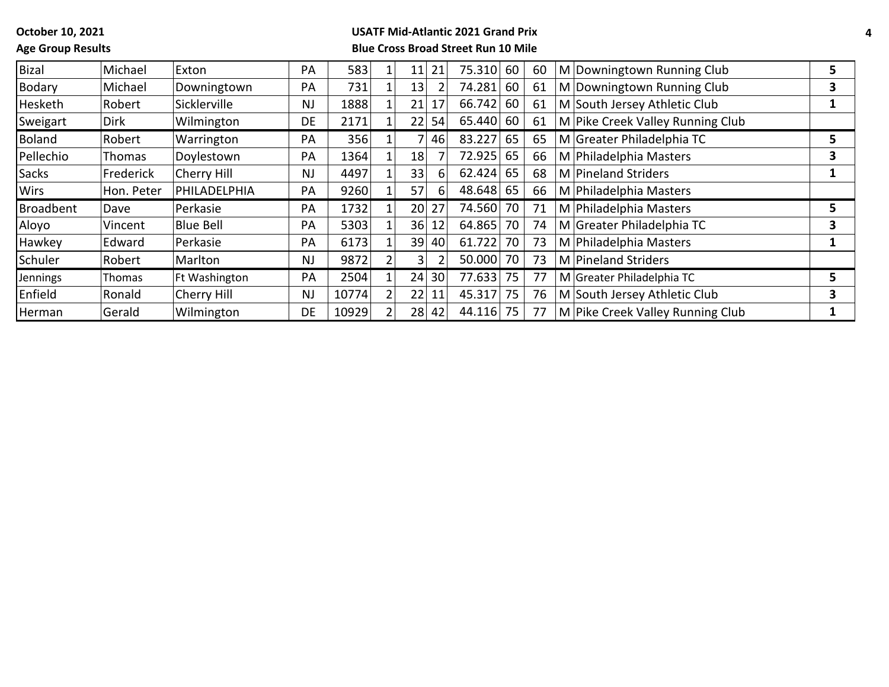October 10, 2021

Age Group Results

**USATF Mid-Atlantic 2021 Grand Prix**

**Blue Cross Broad Street Run 10 Mile**

| | | | | | | | | | | | | | |
|---|---|---|---|---|---|---|---|---|---|---|---|---|---|
| Bizal | Michael | Exton | PA | 583 | 1 | 11 | 21 | 75.310 | 60 | 60 | M | Downingtown Running Club | 5 |
| Bodary | Michael | Downingtown | PA | 731 | 1 | 13 | 2 | 74.281 | 60 | 61 | M | Downingtown Running Club | 3 |
| Hesketh | Robert | Sicklerville | NJ | 1888 | 1 | 21 | 17 | 66.742 | 60 | 61 | M | South Jersey Athletic Club | 1 |
| Sweigart | Dirk | Wilmington | DE | 2171 | 1 | 22 | 54 | 65.440 | 60 | 61 | M | Pike Creek Valley Running Club | |
| Boland | Robert | Warrington | PA | 356 | 1 | 7 | 46 | 83.227 | 65 | 65 | M | Greater Philadelphia TC | 5 |
| Pellechio | Thomas | Doylestown | PA | 1364 | 1 | 18 | 7 | 72.925 | 65 | 66 | M | Philadelphia Masters | 3 |
| Sacks | Frederick | Cherry Hill | NJ | 4497 | 1 | 33 | 6 | 62.424 | 65 | 68 | M | Pineland Striders | 1 |
| Wirs | Hon. Peter | PHILADELPHIA | PA | 9260 | 1 | 57 | 6 | 48.648 | 65 | 66 | M | Philadelphia Masters | |
| Broadbent | Dave | Perkasie | PA | 1732 | 1 | 20 | 27 | 74.560 | 70 | 71 | M | Philadelphia Masters | 5 |
| Aloyo | Vincent | Blue Bell | PA | 5303 | 1 | 36 | 12 | 64.865 | 70 | 74 | M | Greater Philadelphia TC | 3 |
| Hawkey | Edward | Perkasie | PA | 6173 | 1 | 39 | 40 | 61.722 | 70 | 73 | M | Philadelphia Masters | 1 |
| Schuler | Robert | Marlton | NJ | 9872 | 2 | 3 | 2 | 50.000 | 70 | 73 | M | Pineland Striders | |
| Jennings | Thomas | Ft Washington | PA | 2504 | 1 | 24 | 30 | 77.633 | 75 | 77 | M | Greater Philadelphia TC | 5 |
| Enfield | Ronald | Cherry Hill | NJ | 10774 | 2 | 22 | 11 | 45.317 | 75 | 76 | M | South Jersey Athletic Club | 3 |
| Herman | Gerald | Wilmington | DE | 10929 | 2 | 28 | 42 | 44.116 | 75 | 77 | M | Pike Creek Valley Running Club | 1 |